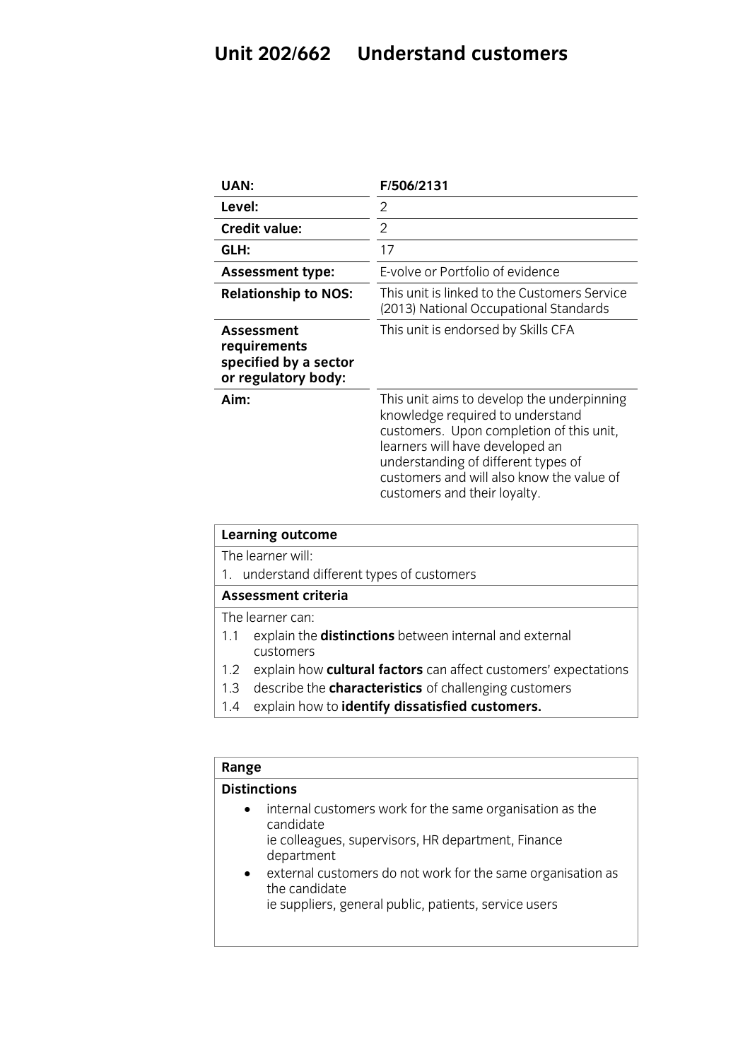# Unit 202/662 Understand customers

| | |
|---|---|
| **UAN:** | **F/506/2131** |
| **Level:** | 2 |
| **Credit value:** | 2 |
| **GLH:** | 17 |
| **Assessment type:** | E-volve or Portfolio of evidence |
| **Relationship to NOS:** | This unit is linked to the Customers Service (2013) National Occupational Standards |
| **Assessment requirements specified by a sector or regulatory body:** | This unit is endorsed by Skills CFA |
| **Aim:** | This unit aims to develop the underpinning knowledge required to understand customers. Upon completion of this unit, learners will have developed an understanding of different types of customers and will also know the value of customers and their loyalty. |

**Learning outcome**

The learner will:

1. understand different types of customers

**Assessment criteria**

The learner can:

1.1 explain the **distinctions** between internal and external customers

1.2 explain how **cultural factors** can affect customers' expectations

1.3 describe the **characteristics** of challenging customers

1.4 explain how to **identify dissatisfied customers.**

**Range**

**Distinctions**

- internal customers work for the same organisation as the candidate
  ie colleagues, supervisors, HR department, Finance department
- external customers do not work for the same organisation as the candidate
  ie suppliers, general public, patients, service users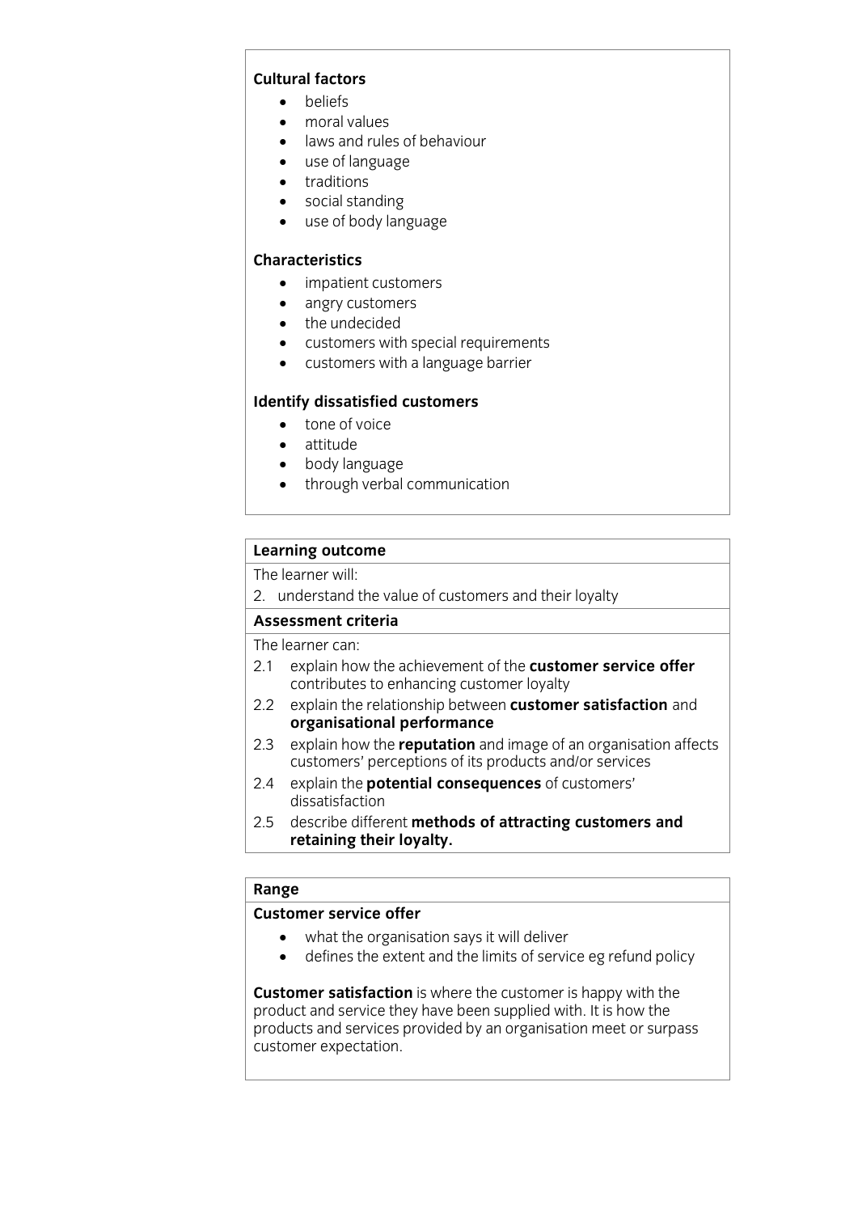**Cultural factors**

- beliefs
- moral values
- laws and rules of behaviour
- use of language
- traditions
- social standing
- use of body language

**Characteristics**

- impatient customers
- angry customers
- the undecided
- customers with special requirements
- customers with a language barrier

**Identify dissatisfied customers**

- tone of voice
- attitude
- body language
- through verbal communication

**Learning outcome**

The learner will:

2. understand the value of customers and their loyalty

**Assessment criteria**

The learner can:

2.1 explain how the achievement of the **customer service offer** contributes to enhancing customer loyalty

2.2 explain the relationship between **customer satisfaction** and **organisational performance**

2.3 explain how the **reputation** and image of an organisation affects customers' perceptions of its products and/or services

2.4 explain the **potential consequences** of customers' dissatisfaction

2.5 describe different **methods of attracting customers and retaining their loyalty.**

**Range**

**Customer service offer**

- what the organisation says it will deliver
- defines the extent and the limits of service eg refund policy

**Customer satisfaction** is where the customer is happy with the product and service they have been supplied with. It is how the products and services provided by an organisation meet or surpass customer expectation.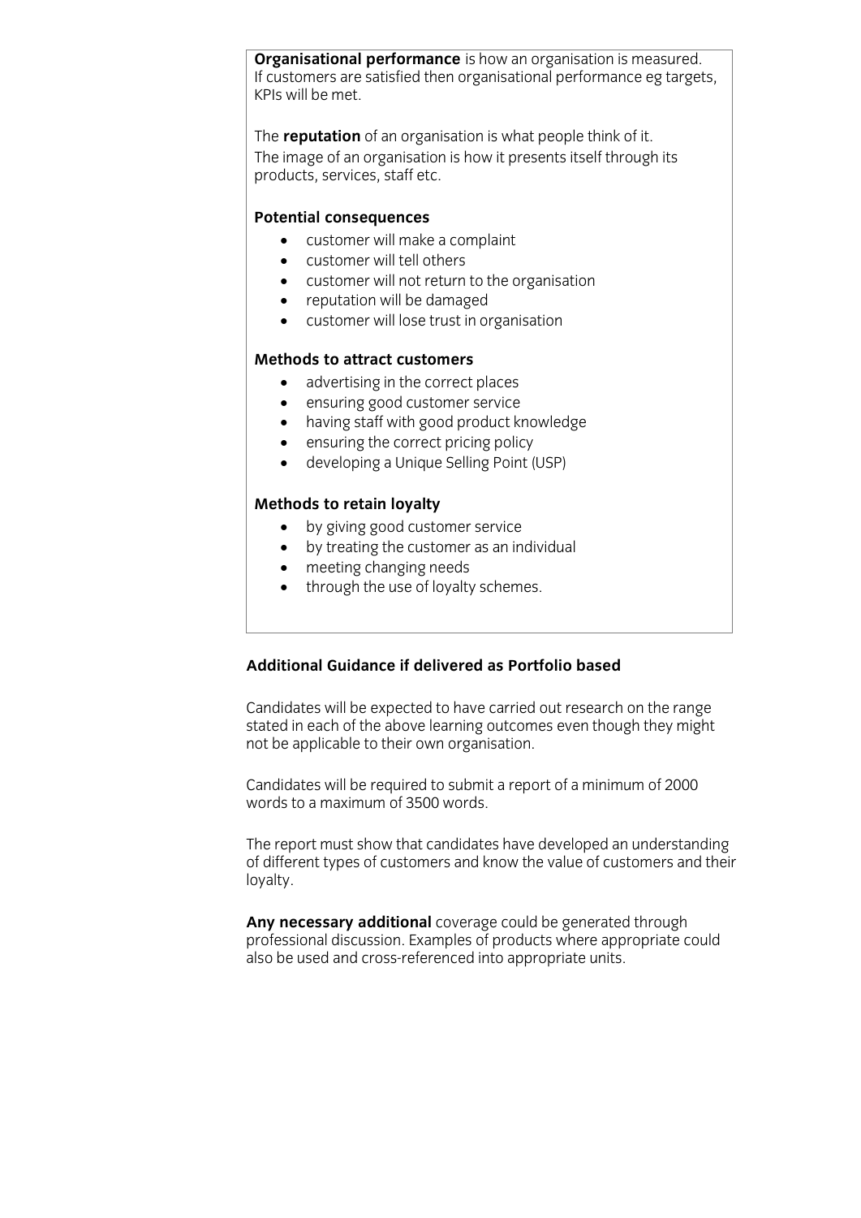**Organisational performance** is how an organisation is measured. If customers are satisfied then organisational performance eg targets, KPIs will be met.

The **reputation** of an organisation is what people think of it. The image of an organisation is how it presents itself through its products, services, staff etc.

**Potential consequences**

- customer will make a complaint
- customer will tell others
- customer will not return to the organisation
- reputation will be damaged
- customer will lose trust in organisation

**Methods to attract customers**

- advertising in the correct places
- ensuring good customer service
- having staff with good product knowledge
- ensuring the correct pricing policy
- developing a Unique Selling Point (USP)

**Methods to retain loyalty**

- by giving good customer service
- by treating the customer as an individual
- meeting changing needs
- through the use of loyalty schemes.

**Additional Guidance if delivered as Portfolio based**

Candidates will be expected to have carried out research on the range stated in each of the above learning outcomes even though they might not be applicable to their own organisation.

Candidates will be required to submit a report of a minimum of 2000 words to a maximum of 3500 words.

The report must show that candidates have developed an understanding of different types of customers and know the value of customers and their loyalty.

**Any necessary additional** coverage could be generated through professional discussion. Examples of products where appropriate could also be used and cross-referenced into appropriate units.